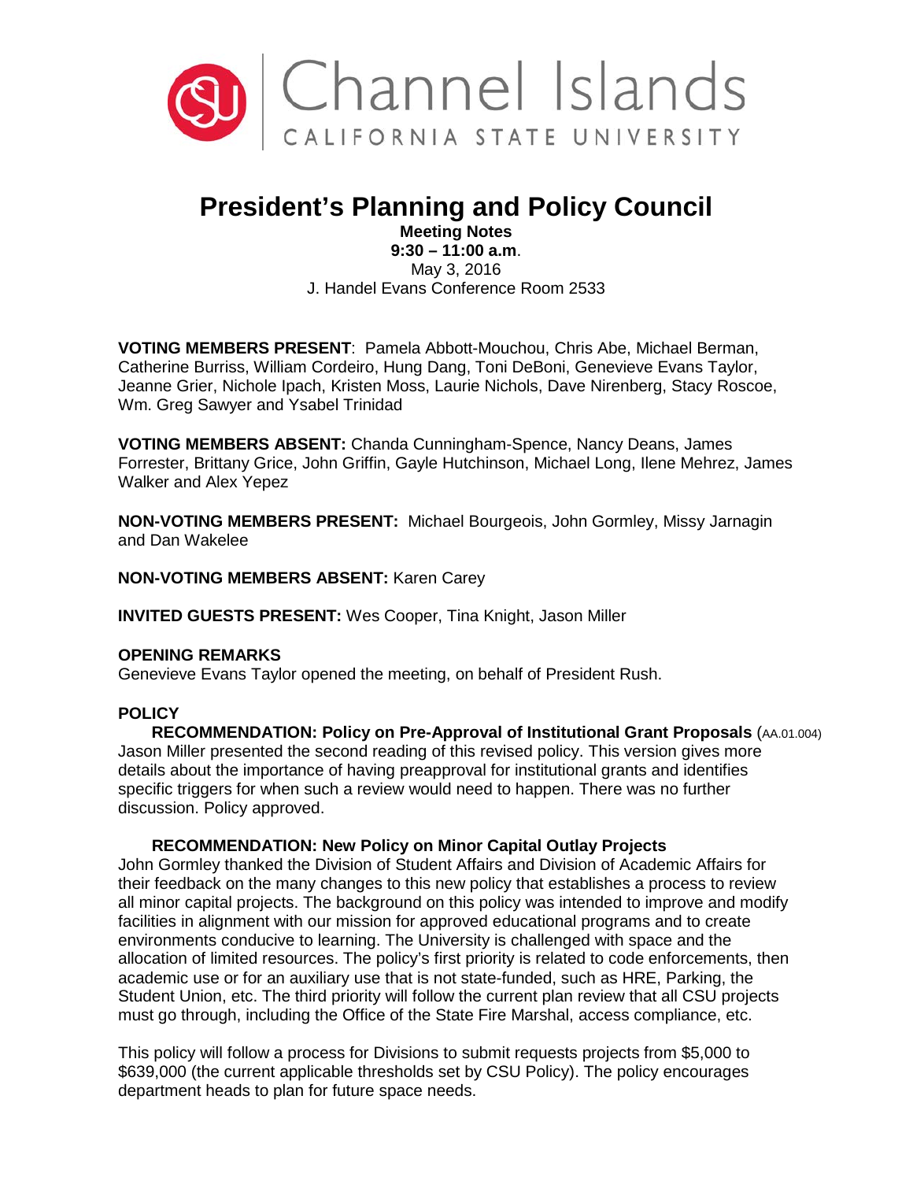Channel Islands
CALIFORNIA STATE UNIVERSITY

# President's Planning and Policy Council

**Meeting Notes**
**9:30 – 11:00 a.m**.
May 3, 2016
J. Handel Evans Conference Room 2533

**VOTING MEMBERS PRESENT**: Pamela Abbott-Mouchou, Chris Abe, Michael Berman, Catherine Burriss, William Cordeiro, Hung Dang, Toni DeBoni, Genevieve Evans Taylor, Jeanne Grier, Nichole Ipach, Kristen Moss, Laurie Nichols, Dave Nirenberg, Stacy Roscoe, Wm. Greg Sawyer and Ysabel Trinidad

**VOTING MEMBERS ABSENT:** Chanda Cunningham-Spence, Nancy Deans, James Forrester, Brittany Grice, John Griffin, Gayle Hutchinson, Michael Long, Ilene Mehrez, James Walker and Alex Yepez

**NON-VOTING MEMBERS PRESENT:** Michael Bourgeois, John Gormley, Missy Jarnagin and Dan Wakelee

**NON-VOTING MEMBERS ABSENT:** Karen Carey

**INVITED GUESTS PRESENT:** Wes Cooper, Tina Knight, Jason Miller

## OPENING REMARKS

Genevieve Evans Taylor opened the meeting, on behalf of President Rush.

## POLICY

**RECOMMENDATION: Policy on Pre-Approval of Institutional Grant Proposals** (AA.01.004)
Jason Miller presented the second reading of this revised policy. This version gives more details about the importance of having preapproval for institutional grants and identifies specific triggers for when such a review would need to happen. There was no further discussion. Policy approved.

**RECOMMENDATION: New Policy on Minor Capital Outlay Projects**
John Gormley thanked the Division of Student Affairs and Division of Academic Affairs for their feedback on the many changes to this new policy that establishes a process to review all minor capital projects. The background on this policy was intended to improve and modify facilities in alignment with our mission for approved educational programs and to create environments conducive to learning. The University is challenged with space and the allocation of limited resources. The policy's first priority is related to code enforcements, then academic use or for an auxiliary use that is not state-funded, such as HRE, Parking, the Student Union, etc. The third priority will follow the current plan review that all CSU projects must go through, including the Office of the State Fire Marshal, access compliance, etc.

This policy will follow a process for Divisions to submit requests projects from $5,000 to $639,000 (the current applicable thresholds set by CSU Policy). The policy encourages department heads to plan for future space needs.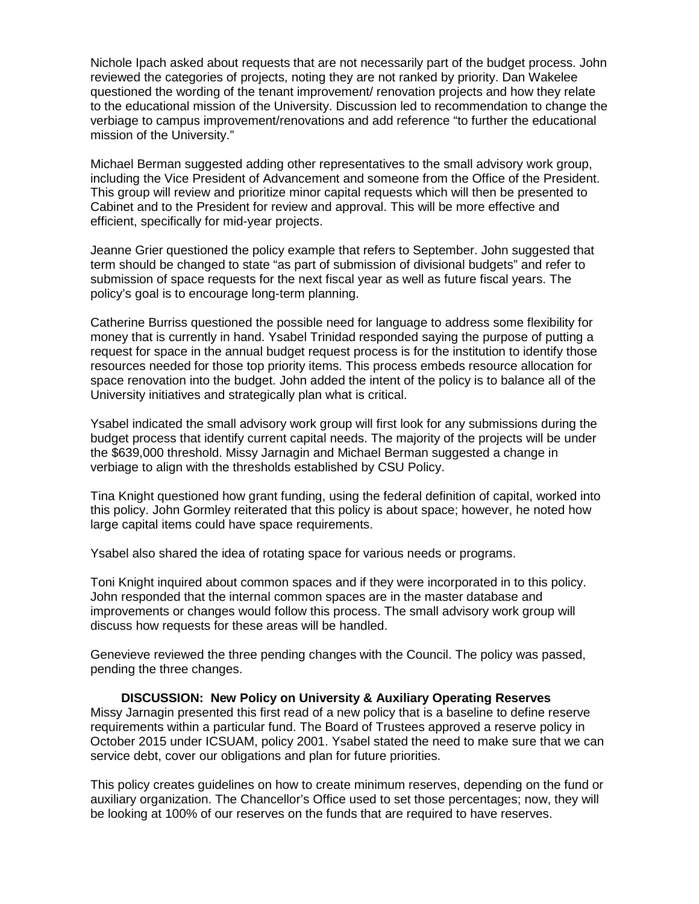Nichole Ipach asked about requests that are not necessarily part of the budget process. John reviewed the categories of projects, noting they are not ranked by priority. Dan Wakelee questioned the wording of the tenant improvement/ renovation projects and how they relate to the educational mission of the University. Discussion led to recommendation to change the verbiage to campus improvement/renovations and add reference "to further the educational mission of the University."

Michael Berman suggested adding other representatives to the small advisory work group, including the Vice President of Advancement and someone from the Office of the President. This group will review and prioritize minor capital requests which will then be presented to Cabinet and to the President for review and approval. This will be more effective and efficient, specifically for mid-year projects.

Jeanne Grier questioned the policy example that refers to September. John suggested that term should be changed to state "as part of submission of divisional budgets" and refer to submission of space requests for the next fiscal year as well as future fiscal years. The policy's goal is to encourage long-term planning.

Catherine Burriss questioned the possible need for language to address some flexibility for money that is currently in hand. Ysabel Trinidad responded saying the purpose of putting a request for space in the annual budget request process is for the institution to identify those resources needed for those top priority items. This process embeds resource allocation for space renovation into the budget. John added the intent of the policy is to balance all of the University initiatives and strategically plan what is critical.

Ysabel indicated the small advisory work group will first look for any submissions during the budget process that identify current capital needs. The majority of the projects will be under the $639,000 threshold. Missy Jarnagin and Michael Berman suggested a change in verbiage to align with the thresholds established by CSU Policy.

Tina Knight questioned how grant funding, using the federal definition of capital, worked into this policy. John Gormley reiterated that this policy is about space; however, he noted how large capital items could have space requirements.

Ysabel also shared the idea of rotating space for various needs or programs.

Toni Knight inquired about common spaces and if they were incorporated in to this policy. John responded that the internal common spaces are in the master database and improvements or changes would follow this process. The small advisory work group will discuss how requests for these areas will be handled.

Genevieve reviewed the three pending changes with the Council. The policy was passed, pending the three changes.

**DISCUSSION: New Policy on University & Auxiliary Operating Reserves**

Missy Jarnagin presented this first read of a new policy that is a baseline to define reserve requirements within a particular fund. The Board of Trustees approved a reserve policy in October 2015 under ICSUAM, policy 2001. Ysabel stated the need to make sure that we can service debt, cover our obligations and plan for future priorities.

This policy creates guidelines on how to create minimum reserves, depending on the fund or auxiliary organization. The Chancellor's Office used to set those percentages; now, they will be looking at 100% of our reserves on the funds that are required to have reserves.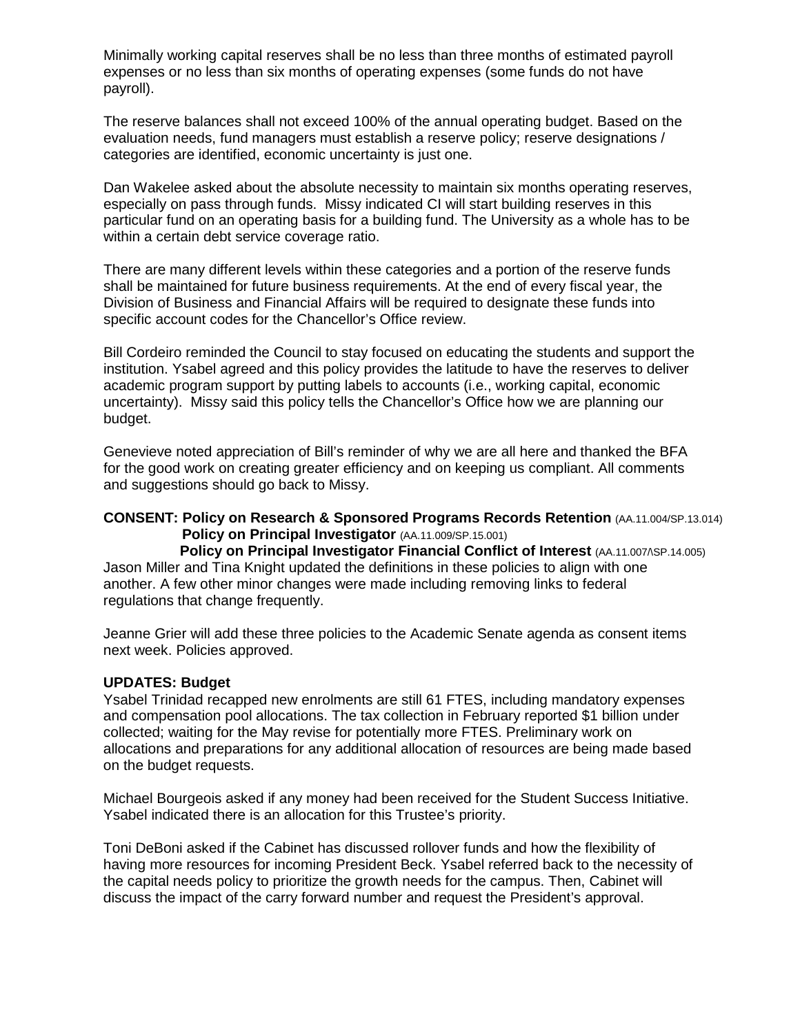Minimally working capital reserves shall be no less than three months of estimated payroll expenses or no less than six months of operating expenses (some funds do not have payroll).

The reserve balances shall not exceed 100% of the annual operating budget. Based on the evaluation needs, fund managers must establish a reserve policy; reserve designations / categories are identified, economic uncertainty is just one.

Dan Wakelee asked about the absolute necessity to maintain six months operating reserves, especially on pass through funds. Missy indicated CI will start building reserves in this particular fund on an operating basis for a building fund. The University as a whole has to be within a certain debt service coverage ratio.

There are many different levels within these categories and a portion of the reserve funds shall be maintained for future business requirements. At the end of every fiscal year, the Division of Business and Financial Affairs will be required to designate these funds into specific account codes for the Chancellor's Office review.

Bill Cordeiro reminded the Council to stay focused on educating the students and support the institution. Ysabel agreed and this policy provides the latitude to have the reserves to deliver academic program support by putting labels to accounts (i.e., working capital, economic uncertainty). Missy said this policy tells the Chancellor's Office how we are planning our budget.

Genevieve noted appreciation of Bill's reminder of why we are all here and thanked the BFA for the good work on creating greater efficiency and on keeping us compliant. All comments and suggestions should go back to Missy.

**CONSENT: Policy on Research & Sponsored Programs Records Retention** (AA.11.004/SP.13.014)
**Policy on Principal Investigator** (AA.11.009/SP.15.001)
**Policy on Principal Investigator Financial Conflict of Interest** (AA.11.007/\SP.14.005)

Jason Miller and Tina Knight updated the definitions in these policies to align with one another. A few other minor changes were made including removing links to federal regulations that change frequently.

Jeanne Grier will add these three policies to the Academic Senate agenda as consent items next week. Policies approved.

**UPDATES: Budget**

Ysabel Trinidad recapped new enrolments are still 61 FTES, including mandatory expenses and compensation pool allocations. The tax collection in February reported $1 billion under collected; waiting for the May revise for potentially more FTES. Preliminary work on allocations and preparations for any additional allocation of resources are being made based on the budget requests.

Michael Bourgeois asked if any money had been received for the Student Success Initiative. Ysabel indicated there is an allocation for this Trustee's priority.

Toni DeBoni asked if the Cabinet has discussed rollover funds and how the flexibility of having more resources for incoming President Beck. Ysabel referred back to the necessity of the capital needs policy to prioritize the growth needs for the campus. Then, Cabinet will discuss the impact of the carry forward number and request the President's approval.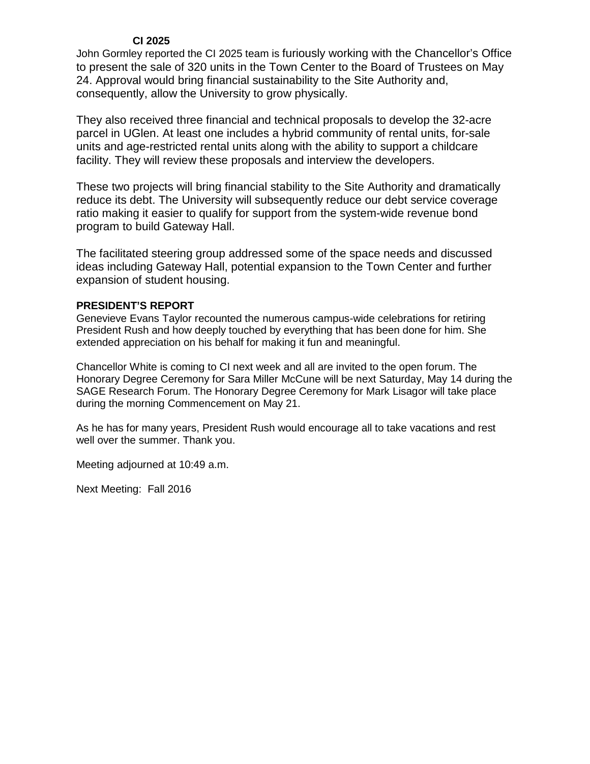**CI 2025**

John Gormley reported the CI 2025 team is furiously working with the Chancellor's Office to present the sale of 320 units in the Town Center to the Board of Trustees on May 24. Approval would bring financial sustainability to the Site Authority and, consequently, allow the University to grow physically.

They also received three financial and technical proposals to develop the 32-acre parcel in UGlen. At least one includes a hybrid community of rental units, for-sale units and age-restricted rental units along with the ability to support a childcare facility. They will review these proposals and interview the developers.

These two projects will bring financial stability to the Site Authority and dramatically reduce its debt. The University will subsequently reduce our debt service coverage ratio making it easier to qualify for support from the system-wide revenue bond program to build Gateway Hall.

The facilitated steering group addressed some of the space needs and discussed ideas including Gateway Hall, potential expansion to the Town Center and further expansion of student housing.

**PRESIDENT'S REPORT**

Genevieve Evans Taylor recounted the numerous campus-wide celebrations for retiring President Rush and how deeply touched by everything that has been done for him. She extended appreciation on his behalf for making it fun and meaningful.

Chancellor White is coming to CI next week and all are invited to the open forum. The Honorary Degree Ceremony for Sara Miller McCune will be next Saturday, May 14 during the SAGE Research Forum. The Honorary Degree Ceremony for Mark Lisagor will take place during the morning Commencement on May 21.

As he has for many years, President Rush would encourage all to take vacations and rest well over the summer. Thank you.

Meeting adjourned at 10:49 a.m.

Next Meeting: Fall 2016